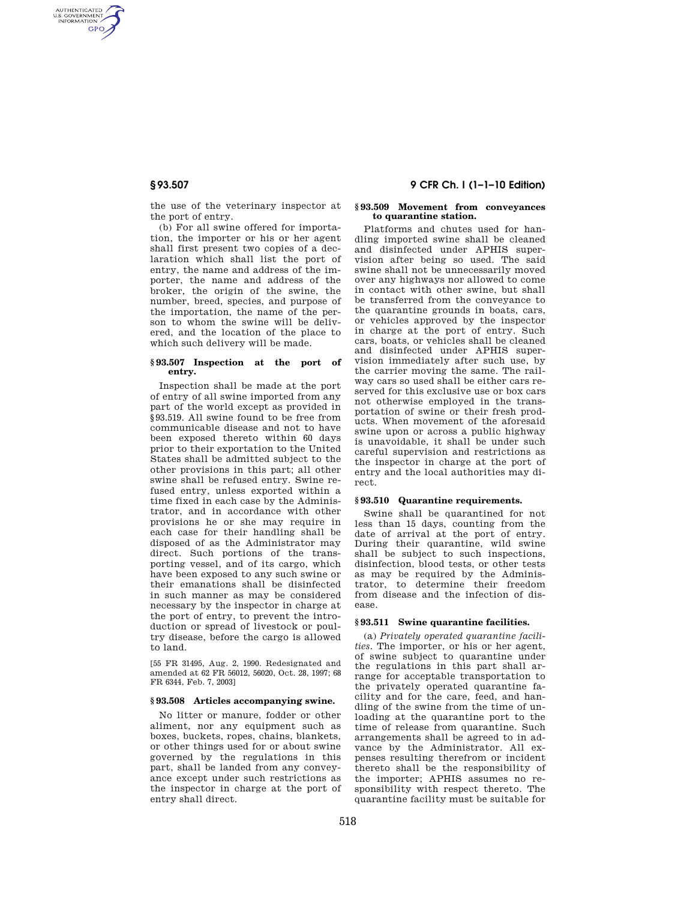the use of the veterinary inspector at the port of entry.

(b) For all swine offered for importation, the importer or his or her agent shall first present two copies of a declaration which shall list the port of entry, the name and address of the importer, the name and address of the broker, the origin of the swine, the number, breed, species, and purpose of the importation, the name of the person to whom the swine will be delivered, and the location of the place to which such delivery will be made.

## § 93.507 Inspection at the port of entry.

Inspection shall be made at the port of entry of all swine imported from any part of the world except as provided in § 93.519. All swine found to be free from communicable disease and not to have been exposed thereto within 60 days prior to their exportation to the United States shall be admitted subject to the other provisions in this part; all other swine shall be refused entry. Swine refused entry, unless exported within a time fixed in each case by the Administrator, and in accordance with other provisions he or she may require in each case for their handling shall be disposed of as the Administrator may direct. Such portions of the transporting vessel, and of its cargo, which have been exposed to any such swine or their emanations shall be disinfected in such manner as may be considered necessary by the inspector in charge at the port of entry, to prevent the introduction or spread of livestock or poultry disease, before the cargo is allowed to land.

[55 FR 31495, Aug. 2, 1990. Redesignated and amended at 62 FR 56012, 56020, Oct. 28, 1997; 68 FR 6344, Feb. 7, 2003]

## § 93.508 Articles accompanying swine.

No litter or manure, fodder or other aliment, nor any equipment such as boxes, buckets, ropes, chains, blankets, or other things used for or about swine governed by the regulations in this part, shall be landed from any conveyance except under such restrictions as the inspector in charge at the port of entry shall direct.

## § 93.509 Movement from conveyances to quarantine station.

Platforms and chutes used for handling imported swine shall be cleaned and disinfected under APHIS supervision after being so used. The said swine shall not be unnecessarily moved over any highways nor allowed to come in contact with other swine, but shall be transferred from the conveyance to the quarantine grounds in boats, cars, or vehicles approved by the inspector in charge at the port of entry. Such cars, boats, or vehicles shall be cleaned and disinfected under APHIS supervision immediately after such use, by the carrier moving the same. The railway cars so used shall be either cars reserved for this exclusive use or box cars not otherwise employed in the transportation of swine or their fresh products. When movement of the aforesaid swine upon or across a public highway is unavoidable, it shall be under such careful supervision and restrictions as the inspector in charge at the port of entry and the local authorities may direct.

## § 93.510 Quarantine requirements.

Swine shall be quarantined for not less than 15 days, counting from the date of arrival at the port of entry. During their quarantine, wild swine shall be subject to such inspections, disinfection, blood tests, or other tests as may be required by the Administrator, to determine their freedom from disease and the infection of disease.

## § 93.511 Swine quarantine facilities.

(a) *Privately operated quarantine facilities.* The importer, or his or her agent, of swine subject to quarantine under the regulations in this part shall arrange for acceptable transportation to the privately operated quarantine facility and for the care, feed, and handling of the swine from the time of unloading at the quarantine port to the time of release from quarantine. Such arrangements shall be agreed to in advance by the Administrator. All expenses resulting therefrom or incident thereto shall be the responsibility of the importer; APHIS assumes no responsibility with respect thereto. The quarantine facility must be suitable for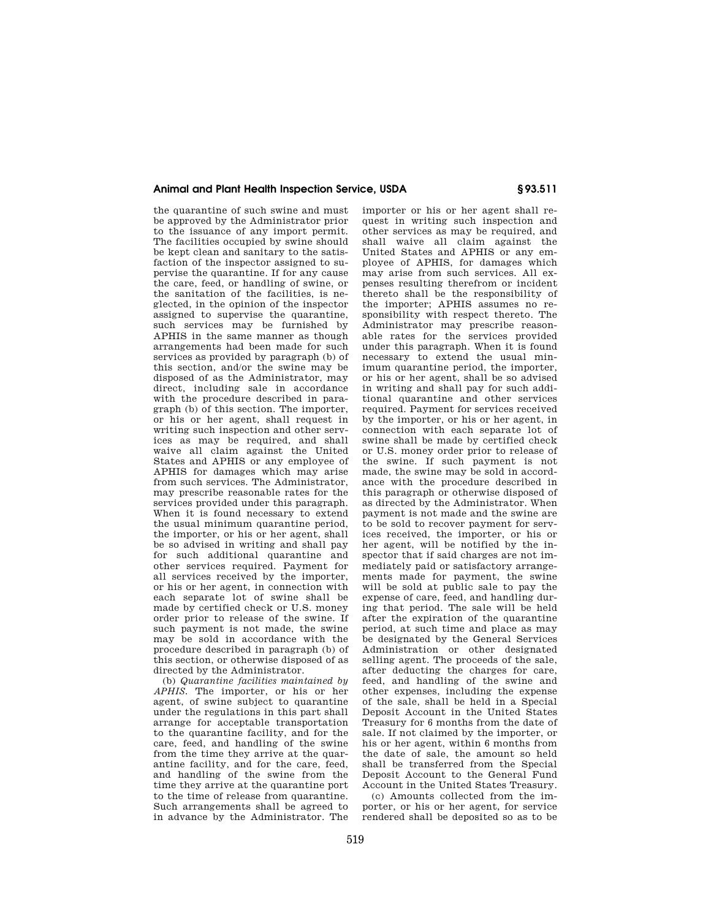the quarantine of such swine and must be approved by the Administrator prior to the issuance of any import permit. The facilities occupied by swine should be kept clean and sanitary to the satisfaction of the inspector assigned to supervise the quarantine. If for any cause the care, feed, or handling of swine, or the sanitation of the facilities, is neglected, in the opinion of the inspector assigned to supervise the quarantine, such services may be furnished by APHIS in the same manner as though arrangements had been made for such services as provided by paragraph (b) of this section, and/or the swine may be disposed of as the Administrator, may direct, including sale in accordance with the procedure described in paragraph (b) of this section. The importer, or his or her agent, shall request in writing such inspection and other services as may be required, and shall waive all claim against the United States and APHIS or any employee of APHIS for damages which may arise from such services. The Administrator, may prescribe reasonable rates for the services provided under this paragraph. When it is found necessary to extend the usual minimum quarantine period, the importer, or his or her agent, shall be so advised in writing and shall pay for such additional quarantine and other services required. Payment for all services received by the importer, or his or her agent, in connection with each separate lot of swine shall be made by certified check or U.S. money order prior to release of the swine. If such payment is not made, the swine may be sold in accordance with the procedure described in paragraph (b) of this section, or otherwise disposed of as directed by the Administrator.

(b) *Quarantine facilities maintained by APHIS.* The importer, or his or her agent, of swine subject to quarantine under the regulations in this part shall arrange for acceptable transportation to the quarantine facility, and for the care, feed, and handling of the swine from the time they arrive at the quarantine facility, and for the care, feed, and handling of the swine from the time they arrive at the quarantine port to the time of release from quarantine. Such arrangements shall be agreed to in advance by the Administrator. The importer or his or her agent shall request in writing such inspection and other services as may be required, and shall waive all claim against the United States and APHIS or any employee of APHIS, for damages which may arise from such services. All expenses resulting therefrom or incident thereto shall be the responsibility of the importer; APHIS assumes no responsibility with respect thereto. The Administrator may prescribe reasonable rates for the services provided under this paragraph. When it is found necessary to extend the usual minimum quarantine period, the importer, or his or her agent, shall be so advised in writing and shall pay for such additional quarantine and other services required. Payment for services received by the importer, or his or her agent, in connection with each separate lot of swine shall be made by certified check or U.S. money order prior to release of the swine. If such payment is not made, the swine may be sold in accordance with the procedure described in this paragraph or otherwise disposed of as directed by the Administrator. When payment is not made and the swine are to be sold to recover payment for services received, the importer, or his or her agent, will be notified by the inspector that if said charges are not immediately paid or satisfactory arrangements made for payment, the swine will be sold at public sale to pay the expense of care, feed, and handling during that period. The sale will be held after the expiration of the quarantine period, at such time and place as may be designated by the General Services Administration or other designated selling agent. The proceeds of the sale, after deducting the charges for care, feed, and handling of the swine and other expenses, including the expense of the sale, shall be held in a Special Deposit Account in the United States Treasury for 6 months from the date of sale. If not claimed by the importer, or his or her agent, within 6 months from the date of sale, the amount so held shall be transferred from the Special Deposit Account to the General Fund Account in the United States Treasury.

(c) Amounts collected from the importer, or his or her agent, for service rendered shall be deposited so as to be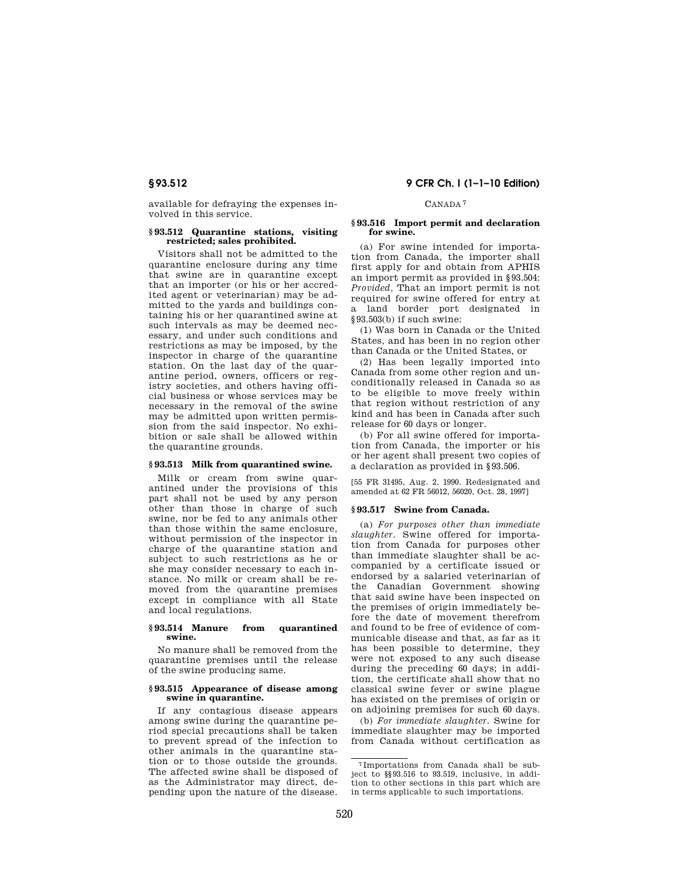available for defraying the expenses involved in this service.

### § 93.512 Quarantine stations, visiting restricted; sales prohibited.

Visitors shall not be admitted to the quarantine enclosure during any time that swine are in quarantine except that an importer (or his or her accredited agent or veterinarian) may be admitted to the yards and buildings containing his or her quarantined swine at such intervals as may be deemed necessary, and under such conditions and restrictions as may be imposed, by the inspector in charge of the quarantine station. On the last day of the quarantine period, owners, officers or registry societies, and others having official business or whose services may be necessary in the removal of the swine may be admitted upon written permission from the said inspector. No exhibition or sale shall be allowed within the quarantine grounds.

### § 93.513 Milk from quarantined swine.

Milk or cream from swine quarantined under the provisions of this part shall not be used by any person other than those in charge of such swine, nor be fed to any animals other than those within the same enclosure, without permission of the inspector in charge of the quarantine station and subject to such restrictions as he or she may consider necessary to each instance. No milk or cream shall be removed from the quarantine premises except in compliance with all State and local regulations.

### § 93.514 Manure from quarantined swine.

No manure shall be removed from the quarantine premises until the release of the swine producing same.

### § 93.515 Appearance of disease among swine in quarantine.

If any contagious disease appears among swine during the quarantine period special precautions shall be taken to prevent spread of the infection to other animals in the quarantine station or to those outside the grounds. The affected swine shall be disposed of as the Administrator may direct, depending upon the nature of the disease.

## CANADA [7]

### § 93.516 Import permit and declaration for swine.

(a) For swine intended for importation from Canada, the importer shall first apply for and obtain from APHIS an import permit as provided in §93.504: *Provided*, That an import permit is not required for swine offered for entry at a land border port designated in §93.503(b) if such swine:

(1) Was born in Canada or the United States, and has been in no region other than Canada or the United States, or

(2) Has been legally imported into Canada from some other region and unconditionally released in Canada so as to be eligible to move freely within that region without restriction of any kind and has been in Canada after such release for 60 days or longer.

(b) For all swine offered for importation from Canada, the importer or his or her agent shall present two copies of a declaration as provided in §93.506.

[55 FR 31495, Aug. 2, 1990. Redesignated and amended at 62 FR 56012, 56020, Oct. 28, 1997]

### § 93.517 Swine from Canada.

(a) *For purposes other than immediate slaughter*. Swine offered for importation from Canada for purposes other than immediate slaughter shall be accompanied by a certificate issued or endorsed by a salaried veterinarian of the Canadian Government showing that said swine have been inspected on the premises of origin immediately before the date of movement therefrom and found to be free of evidence of communicable disease and that, as far as it has been possible to determine, they were not exposed to any such disease during the preceding 60 days; in addition, the certificate shall show that no classical swine fever or swine plague has existed on the premises of origin or on adjoining premises for such 60 days.

(b) *For immediate slaughter*. Swine for immediate slaughter may be imported from Canada without certification as

---

[7] Importations from Canada shall be subject to §§93.516 to 93.519, inclusive, in addition to other sections in this part which are in terms applicable to such importations.